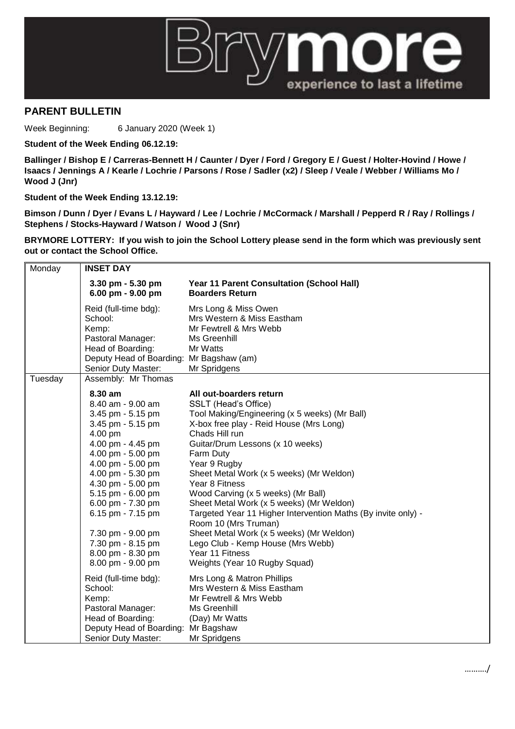# PARENT BULLETIN

Week Beginning: 6 January 2020 (Week 1)

**Student of the Week Ending 06.12.19:**

**Ballinger / Bishop E / Carreras-Bennett H / Caunter / Dyer / Ford / Gregory E / Guest / Holter-Hovind / Howe / Isaacs / Jennings A / Kearle / Lochrie / Parsons / Rose / Sadler (x2) / Sleep / Veale / Webber / Williams Mo / Wood J (Jnr)**

**Student of the Week Ending 13.12.19:**

**Bimson / Dunn / Dyer / Evans L / Hayward / Lee / Lochrie / McCormack / Marshall / Pepperd R / Ray / Rollings / Stephens / Stocks-Hayward / Watson / Wood J (Snr)**

**BRYMORE LOTTERY: If you wish to join the School Lottery please send in the form which was previously sent out or contact the School Office.**

| Day | Time / Role | Details |
|---|---|---|
| Monday | **INSET DAY** | |
| | **3.30 pm - 5.30 pm** | **Year 11 Parent Consultation (School Hall)** |
| | **6.00 pm - 9.00 pm** | **Boarders Return** |
| | Reid (full-time bdg): | Mrs Long & Miss Owen |
| | School: | Mrs Western & Miss Eastham |
| | Kemp: | Mr Fewtrell & Mrs Webb |
| | Pastoral Manager: | Ms Greenhill |
| | Head of Boarding: | Mr Watts |
| | Deputy Head of Boarding: | Mr Bagshaw (am) |
| | Senior Duty Master: | Mr Spridgens |
| Tuesday | Assembly: Mr Thomas | |
| | **8.30 am** | **All out-boarders return** |
| | 8.40 am - 9.00 am | SSLT (Head's Office) |
| | 3.45 pm - 5.15 pm | Tool Making/Engineering (x 5 weeks) (Mr Ball) |
| | 3.45 pm - 5.15 pm | X-box free play - Reid House (Mrs Long) |
| | 4.00 pm | Chads Hill run |
| | 4.00 pm - 4.45 pm | Guitar/Drum Lessons (x 10 weeks) |
| | 4.00 pm - 5.00 pm | Farm Duty |
| | 4.00 pm - 5.00 pm | Year 9 Rugby |
| | 4.00 pm - 5.30 pm | Sheet Metal Work (x 5 weeks) (Mr Weldon) |
| | 4.30 pm - 5.00 pm | Year 8 Fitness |
| | 5.15 pm - 6.00 pm | Wood Carving (x 5 weeks) (Mr Ball) |
| | 6.00 pm - 7.30 pm | Sheet Metal Work (x 5 weeks) (Mr Weldon) |
| | 6.15 pm - 7.15 pm | Targeted Year 11 Higher Intervention Maths (By invite only) - Room 10 (Mrs Truman) |
| | 7.30 pm - 9.00 pm | Sheet Metal Work (x 5 weeks) (Mr Weldon) |
| | 7.30 pm - 8.15 pm | Lego Club - Kemp House (Mrs Webb) |
| | 8.00 pm - 8.30 pm | Year 11 Fitness |
| | 8.00 pm - 9.00 pm | Weights (Year 10 Rugby Squad) |
| | Reid (full-time bdg): | Mrs Long & Matron Phillips |
| | School: | Mrs Western & Miss Eastham |
| | Kemp: | Mr Fewtrell & Mrs Webb |
| | Pastoral Manager: | Ms Greenhill |
| | Head of Boarding: | (Day) Mr Watts |
| | Deputy Head of Boarding: | Mr Bagshaw |
| | Senior Duty Master: | Mr Spridgens |

………./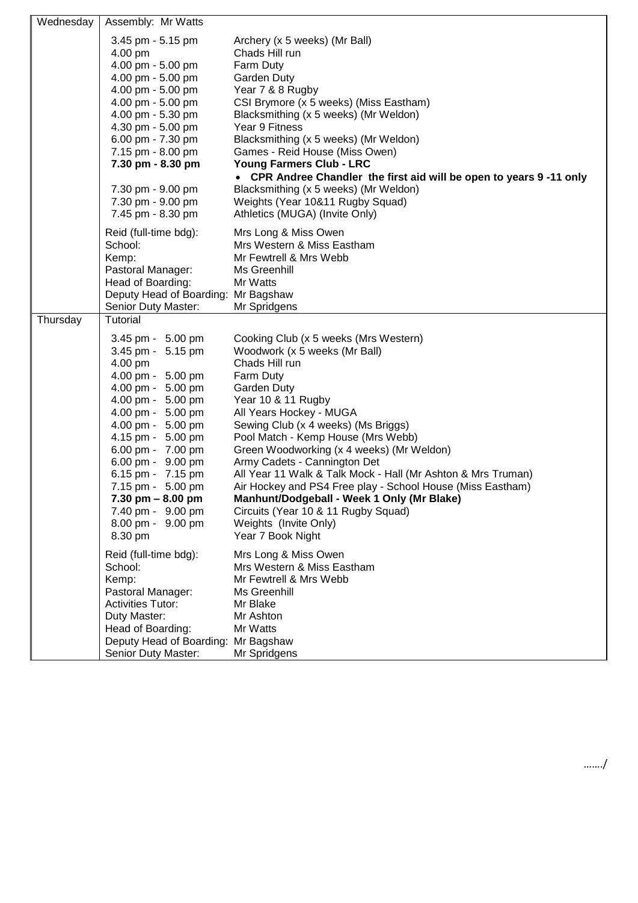| Day | Time | Activity |
|---|---|---|
| Wednesday | Assembly: Mr Watts | |
| | 3.45 pm - 5.15 pm | Archery (x 5 weeks) (Mr Ball) |
| | 4.00 pm | Chads Hill run |
| | 4.00 pm - 5.00 pm | Farm Duty |
| | 4.00 pm - 5.00 pm | Garden Duty |
| | 4.00 pm - 5.00 pm | Year 7 & 8 Rugby |
| | 4.00 pm - 5.00 pm | CSI Brymore (x 5 weeks) (Miss Eastham) |
| | 4.00 pm - 5.30 pm | Blacksmithing (x 5 weeks) (Mr Weldon) |
| | 4.30 pm - 5.00 pm | Year 9 Fitness |
| | 6.00 pm - 7.30 pm | Blacksmithing (x 5 weeks) (Mr Weldon) |
| | 7.15 pm - 8.00 pm | Games - Reid House (Miss Owen) |
| | **7.30 pm - 8.30 pm** | **Young Farmers Club - LRC** • **CPR Andree Chandler the first aid will be open to years 9 -11 only** |
| | 7.30 pm - 9.00 pm | Blacksmithing (x 5 weeks) (Mr Weldon) |
| | 7.30 pm - 9.00 pm | Weights (Year 10&11 Rugby Squad) |
| | 7.45 pm - 8.30 pm | Athletics (MUGA) (Invite Only) |
| | Reid (full-time bdg): | Mrs Long & Miss Owen |
| | School: | Mrs Western & Miss Eastham |
| | Kemp: | Mr Fewtrell & Mrs Webb |
| | Pastoral Manager: | Ms Greenhill |
| | Head of Boarding: | Mr Watts |
| | Deputy Head of Boarding: | Mr Bagshaw |
| | Senior Duty Master: | Mr Spridgens |
| Thursday | Tutorial | |
| | 3.45 pm - 5.00 pm | Cooking Club (x 5 weeks (Mrs Western) |
| | 3.45 pm - 5.15 pm | Woodwork (x 5 weeks (Mr Ball) |
| | 4.00 pm | Chads Hill run |
| | 4.00 pm - 5.00 pm | Farm Duty |
| | 4.00 pm - 5.00 pm | Garden Duty |
| | 4.00 pm - 5.00 pm | Year 10 & 11 Rugby |
| | 4.00 pm - 5.00 pm | All Years Hockey - MUGA |
| | 4.00 pm - 5.00 pm | Sewing Club (x 4 weeks) (Ms Briggs) |
| | 4.15 pm - 5.00 pm | Pool Match - Kemp House (Mrs Webb) |
| | 6.00 pm - 7.00 pm | Green Woodworking (x 4 weeks) (Mr Weldon) |
| | 6.00 pm - 9.00 pm | Army Cadets - Cannington Det |
| | 6.15 pm - 7.15 pm | All Year 11 Walk & Talk Mock - Hall (Mr Ashton & Mrs Truman) |
| | 7.15 pm - 5.00 pm | Air Hockey and PS4 Free play - School House (Miss Eastham) |
| | **7.30 pm – 8.00 pm** | **Manhunt/Dodgeball - Week 1 Only (Mr Blake)** |
| | 7.40 pm - 9.00 pm | Circuits (Year 10 & 11 Rugby Squad) |
| | 8.00 pm - 9.00 pm | Weights (Invite Only) |
| | 8.30 pm | Year 7 Book Night |
| | Reid (full-time bdg): | Mrs Long & Miss Owen |
| | School: | Mrs Western & Miss Eastham |
| | Kemp: | Mr Fewtrell & Mrs Webb |
| | Pastoral Manager: | Ms Greenhill |
| | Activities Tutor: | Mr Blake |
| | Duty Master: | Mr Ashton |
| | Head of Boarding: | Mr Watts |
| | Deputy Head of Boarding: | Mr Bagshaw |
| | Senior Duty Master: | Mr Spridgens |

……./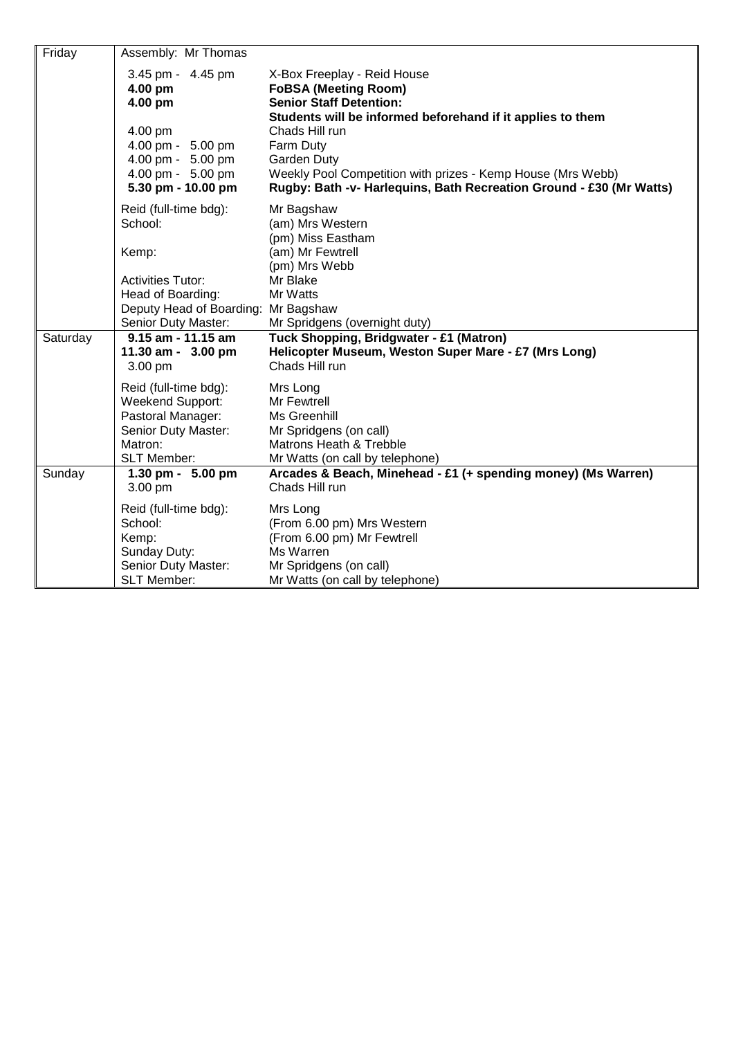| | | |
|---|---|---|
| Friday | Assembly: Mr Thomas | |
| | 3.45 pm - 4.45 pm | X-Box Freeplay - Reid House |
| | **4.00 pm** | **FoBSA (Meeting Room)** |
| | **4.00 pm** | **Senior Staff Detention:** |
| | | **Students will be informed beforehand if it applies to them** |
| | 4.00 pm | Chads Hill run |
| | 4.00 pm - 5.00 pm | Farm Duty |
| | 4.00 pm - 5.00 pm | Garden Duty |
| | 4.00 pm - 5.00 pm | Weekly Pool Competition with prizes - Kemp House (Mrs Webb) |
| | **5.30 pm - 10.00 pm** | **Rugby: Bath -v- Harlequins, Bath Recreation Ground - £30 (Mr Watts)** |
| | Reid (full-time bdg): | Mr Bagshaw |
| | School: | (am) Mrs Western |
| | | (pm) Miss Eastham |
| | Kemp: | (am) Mr Fewtrell |
| | | (pm) Mrs Webb |
| | Activities Tutor: | Mr Blake |
| | Head of Boarding: | Mr Watts |
| | Deputy Head of Boarding: | Mr Bagshaw |
| | Senior Duty Master: | Mr Spridgens (overnight duty) |
| Saturday | **9.15 am - 11.15 am** | **Tuck Shopping, Bridgwater - £1 (Matron)** |
| | **11.30 am - 3.00 pm** | **Helicopter Museum, Weston Super Mare - £7 (Mrs Long)** |
| | 3.00 pm | Chads Hill run |
| | Reid (full-time bdg): | Mrs Long |
| | Weekend Support: | Mr Fewtrell |
| | Pastoral Manager: | Ms Greenhill |
| | Senior Duty Master: | Mr Spridgens (on call) |
| | Matron: | Matrons Heath & Trebble |
| | SLT Member: | Mr Watts (on call by telephone) |
| Sunday | **1.30 pm - 5.00 pm** | **Arcades & Beach, Minehead - £1 (+ spending money) (Ms Warren)** |
| | 3.00 pm | Chads Hill run |
| | Reid (full-time bdg): | Mrs Long |
| | School: | (From 6.00 pm) Mrs Western |
| | Kemp: | (From 6.00 pm) Mr Fewtrell |
| | Sunday Duty: | Ms Warren |
| | Senior Duty Master: | Mr Spridgens (on call) |
| | SLT Member: | Mr Watts (on call by telephone) |